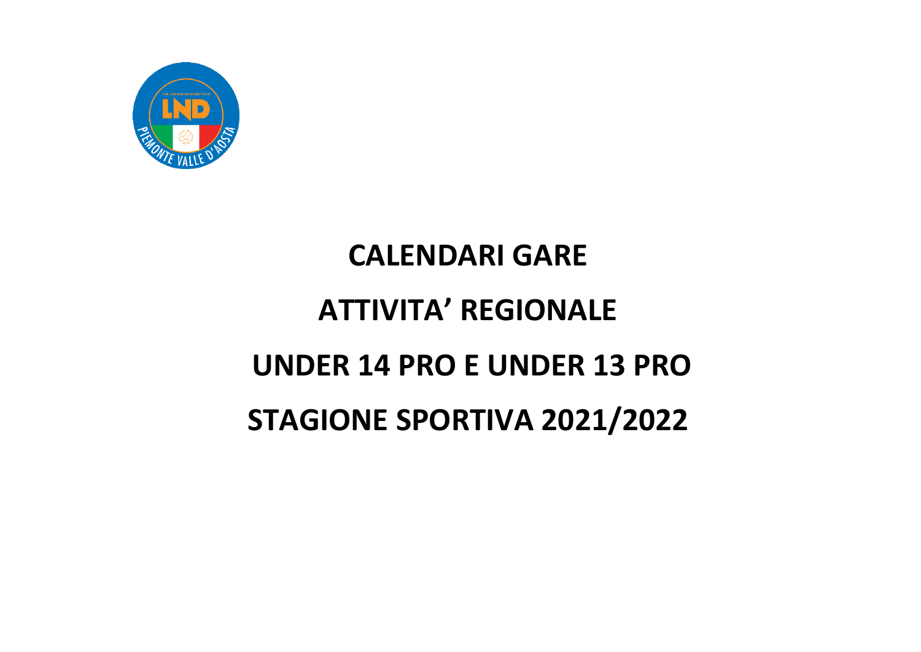# CALENDARI GARE

# ATTIVITA' REGIONALE

# UNDER 14 PRO E UNDER 13 PRO

# STAGIONE SPORTIVA 2021/2022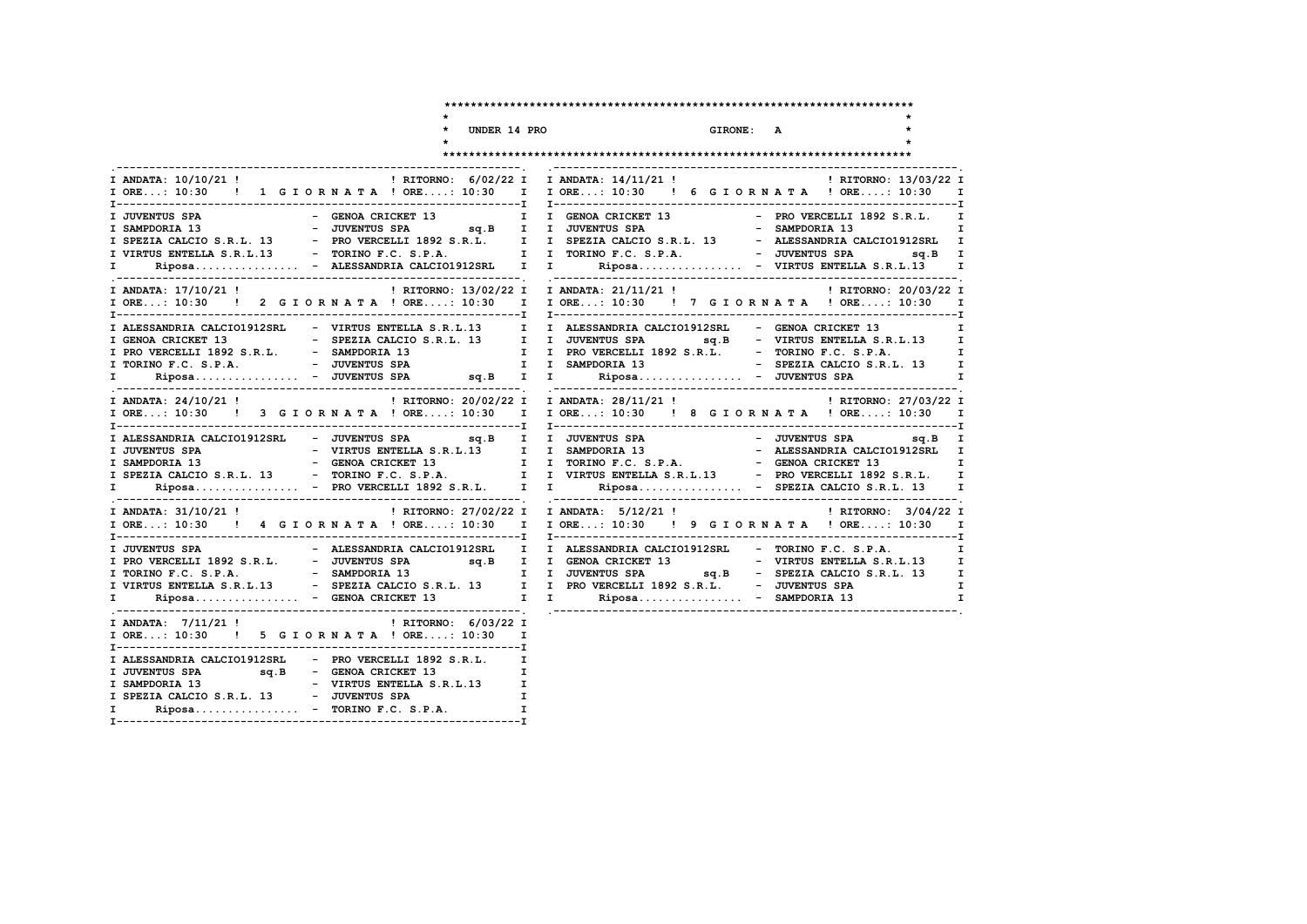# UNDER 14 PRO — GIRONE: A

## 1 GIORNATA

ANDATA: 10/10/21 ! ORE...: 10:30 — RITORNO: 6/02/22 ! ORE....: 10:30

| Casa | Ospite |
|---|---|
| JUVENTUS SPA | GENOA CRICKET 13 |
| SAMPDORIA 13 | JUVENTUS SPA sq.B |
| SPEZIA CALCIO S.R.L. 13 | PRO VERCELLI 1892 S.R.L. |
| VIRTUS ENTELLA S.R.L.13 | TORINO F.C. S.P.A. |
| Riposa................ | ALESSANDRIA CALCIO1912SRL |

## 2 GIORNATA

ANDATA: 17/10/21 ! ORE...: 10:30 — RITORNO: 13/02/22 ! ORE....: 10:30

| Casa | Ospite |
|---|---|
| ALESSANDRIA CALCIO1912SRL | VIRTUS ENTELLA S.R.L.13 |
| GENOA CRICKET 13 | SPEZIA CALCIO S.R.L. 13 |
| PRO VERCELLI 1892 S.R.L. | SAMPDORIA 13 |
| TORINO F.C. S.P.A. | JUVENTUS SPA |
| Riposa................ | JUVENTUS SPA sq.B |

## 3 GIORNATA

ANDATA: 24/10/21 ! ORE...: 10:30 — RITORNO: 20/02/22 ! ORE....: 10:30

| Casa | Ospite |
|---|---|
| ALESSANDRIA CALCIO1912SRL | JUVENTUS SPA sq.B |
| JUVENTUS SPA | VIRTUS ENTELLA S.R.L.13 |
| SAMPDORIA 13 | GENOA CRICKET 13 |
| SPEZIA CALCIO S.R.L. 13 | TORINO F.C. S.P.A. |
| Riposa................ | PRO VERCELLI 1892 S.R.L. |

## 4 GIORNATA

ANDATA: 31/10/21 ! ORE...: 10:30 — RITORNO: 27/02/22 ! ORE....: 10:30

| Casa | Ospite |
|---|---|
| JUVENTUS SPA | ALESSANDRIA CALCIO1912SRL |
| PRO VERCELLI 1892 S.R.L. | JUVENTUS SPA sq.B |
| TORINO F.C. S.P.A. | SAMPDORIA 13 |
| VIRTUS ENTELLA S.R.L.13 | SPEZIA CALCIO S.R.L. 13 |
| Riposa................ | GENOA CRICKET 13 |

## 5 GIORNATA

ANDATA: 7/11/21 ! ORE...: 10:30 — RITORNO: 6/03/22 ! ORE....: 10:30

| Casa | Ospite |
|---|---|
| ALESSANDRIA CALCIO1912SRL | PRO VERCELLI 1892 S.R.L. |
| JUVENTUS SPA sq.B | GENOA CRICKET 13 |
| SAMPDORIA 13 | VIRTUS ENTELLA S.R.L.13 |
| SPEZIA CALCIO S.R.L. 13 | JUVENTUS SPA |
| Riposa................ | TORINO F.C. S.P.A. |

## 6 GIORNATA

ANDATA: 14/11/21 ! ORE...: 10:30 — RITORNO: 13/03/22 ! ORE....: 10:30

| Casa | Ospite |
|---|---|
| GENOA CRICKET 13 | PRO VERCELLI 1892 S.R.L. |
| JUVENTUS SPA | SAMPDORIA 13 |
| SPEZIA CALCIO S.R.L. 13 | ALESSANDRIA CALCIO1912SRL |
| TORINO F.C. S.P.A. | JUVENTUS SPA sq.B |
| Riposa................ | VIRTUS ENTELLA S.R.L.13 |

## 7 GIORNATA

ANDATA: 21/11/21 ! ORE...: 10:30 — RITORNO: 20/03/22 ! ORE....: 10:30

| Casa | Ospite |
|---|---|
| ALESSANDRIA CALCIO1912SRL | GENOA CRICKET 13 |
| JUVENTUS SPA sq.B | VIRTUS ENTELLA S.R.L.13 |
| PRO VERCELLI 1892 S.R.L. | TORINO F.C. S.P.A. |
| SAMPDORIA 13 | SPEZIA CALCIO S.R.L. 13 |
| Riposa................ | JUVENTUS SPA |

## 8 GIORNATA

ANDATA: 28/11/21 ! ORE...: 10:30 — RITORNO: 27/03/22 ! ORE....: 10:30

| Casa | Ospite |
|---|---|
| JUVENTUS SPA | JUVENTUS SPA sq.B |
| SAMPDORIA 13 | ALESSANDRIA CALCIO1912SRL |
| TORINO F.C. S.P.A. | GENOA CRICKET 13 |
| VIRTUS ENTELLA S.R.L.13 | PRO VERCELLI 1892 S.R.L. |
| Riposa................ | SPEZIA CALCIO S.R.L. 13 |

## 9 GIORNATA

ANDATA: 5/12/21 ! ORE...: 10:30 — RITORNO: 3/04/22 ! ORE....: 10:30

| Casa | Ospite |
|---|---|
| ALESSANDRIA CALCIO1912SRL | TORINO F.C. S.P.A. |
| GENOA CRICKET 13 | VIRTUS ENTELLA S.R.L.13 |
| JUVENTUS SPA sq.B | SPEZIA CALCIO S.R.L. 13 |
| PRO VERCELLI 1892 S.R.L. | JUVENTUS SPA |
| Riposa................ | SAMPDORIA 13 |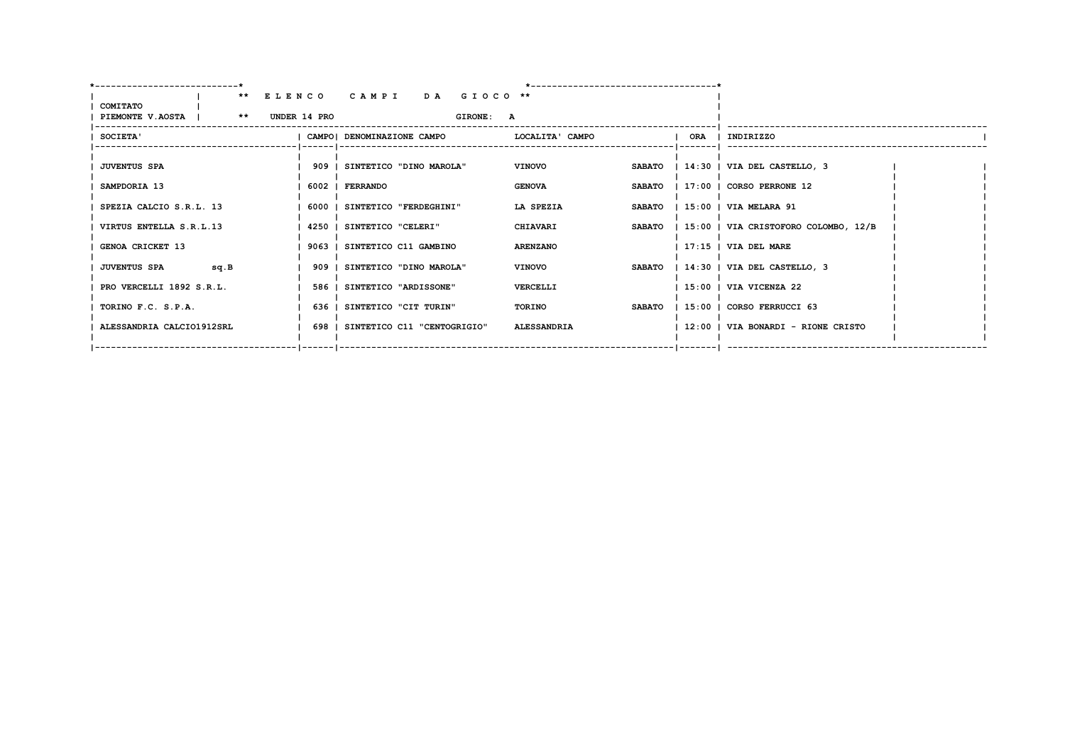**COMITATO PIEMONTE V.AOSTA**

** E L E N C O   C A M P I   D A   G I O C O **

** UNDER 14 PRO   GIRONE: A

| SOCIETA' | CAMPO | DENOMINAZIONE CAMPO | LOCALITA' CAMPO | | ORA | INDIRIZZO |
|---|---|---|---|---|---|---|
| JUVENTUS SPA | 909 | SINTETICO "DINO MAROLA" | VINOVO | SABATO | 14:30 | VIA DEL CASTELLO, 3 |
| SAMPDORIA 13 | 6002 | FERRANDO | GENOVA | SABATO | 17:00 | CORSO PERRONE 12 |
| SPEZIA CALCIO S.R.L. 13 | 6000 | SINTETICO "FERDEGHINI" | LA SPEZIA | SABATO | 15:00 | VIA MELARA 91 |
| VIRTUS ENTELLA S.R.L.13 | 4250 | SINTETICO "CELERI" | CHIAVARI | SABATO | 15:00 | VIA CRISTOFORO COLOMBO, 12/B |
| GENOA CRICKET 13 | 9063 | SINTETICO C11 GAMBINO | ARENZANO | | 17:15 | VIA DEL MARE |
| JUVENTUS SPA sq.B | 909 | SINTETICO "DINO MAROLA" | VINOVO | SABATO | 14:30 | VIA DEL CASTELLO, 3 |
| PRO VERCELLI 1892 S.R.L. | 586 | SINTETICO "ARDISSONE" | VERCELLI | | 15:00 | VIA VICENZA 22 |
| TORINO F.C. S.P.A. | 636 | SINTETICO "CIT TURIN" | TORINO | SABATO | 15:00 | CORSO FERRUCCI 63 |
| ALESSANDRIA CALCIO1912SRL | 698 | SINTETICO C11 "CENTOGRIGIO" | ALESSANDRIA | | 12:00 | VIA BONARDI - RIONE CRISTO |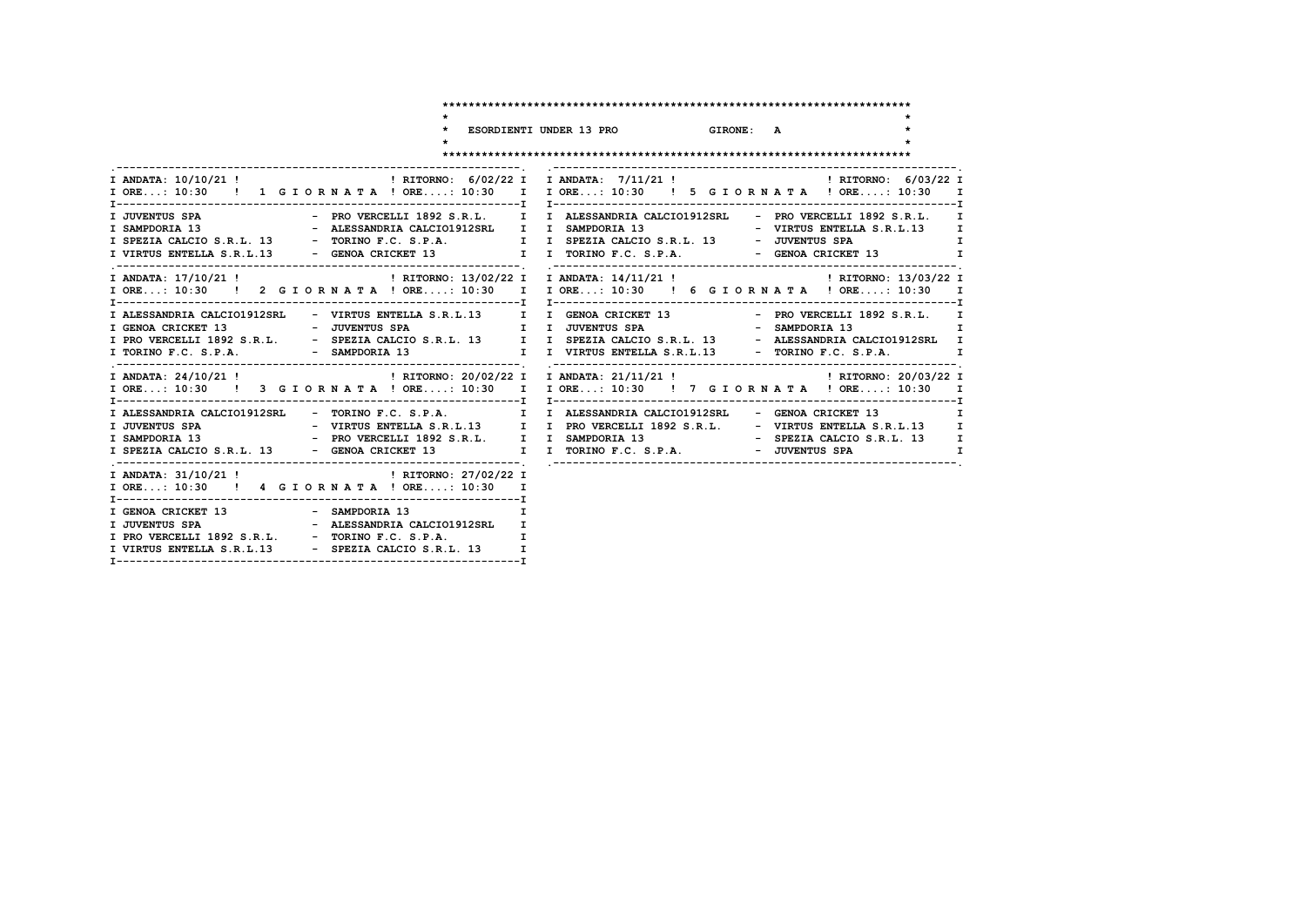# ESORDIENTI UNDER 13 PRO — GIRONE: A

## 1 GIORNATA

ANDATA: 10/10/21 — ORE...: 10:30 | RITORNO: 6/02/22 — ORE....: 10:30

| Casa | Ospite |
|---|---|
| JUVENTUS SPA | PRO VERCELLI 1892 S.R.L. |
| SAMPDORIA 13 | ALESSANDRIA CALCIO1912SRL |
| SPEZIA CALCIO S.R.L. 13 | TORINO F.C. S.P.A. |
| VIRTUS ENTELLA S.R.L.13 | GENOA CRICKET 13 |

## 2 GIORNATA

ANDATA: 17/10/21 — ORE...: 10:30 | RITORNO: 13/02/22 — ORE....: 10:30

| Casa | Ospite |
|---|---|
| ALESSANDRIA CALCIO1912SRL | VIRTUS ENTELLA S.R.L.13 |
| GENOA CRICKET 13 | JUVENTUS SPA |
| PRO VERCELLI 1892 S.R.L. | SPEZIA CALCIO S.R.L. 13 |
| TORINO F.C. S.P.A. | SAMPDORIA 13 |

## 3 GIORNATA

ANDATA: 24/10/21 — ORE...: 10:30 | RITORNO: 20/02/22 — ORE....: 10:30

| Casa | Ospite |
|---|---|
| ALESSANDRIA CALCIO1912SRL | TORINO F.C. S.P.A. |
| JUVENTUS SPA | VIRTUS ENTELLA S.R.L.13 |
| SAMPDORIA 13 | PRO VERCELLI 1892 S.R.L. |
| SPEZIA CALCIO S.R.L. 13 | GENOA CRICKET 13 |

## 4 GIORNATA

ANDATA: 31/10/21 — ORE...: 10:30 | RITORNO: 27/02/22 — ORE....: 10:30

| Casa | Ospite |
|---|---|
| GENOA CRICKET 13 | SAMPDORIA 13 |
| JUVENTUS SPA | ALESSANDRIA CALCIO1912SRL |
| PRO VERCELLI 1892 S.R.L. | TORINO F.C. S.P.A. |
| VIRTUS ENTELLA S.R.L.13 | SPEZIA CALCIO S.R.L. 13 |

## 5 GIORNATA

ANDATA: 7/11/21 — ORE...: 10:30 | RITORNO: 6/03/22 — ORE....: 10:30

| Casa | Ospite |
|---|---|
| ALESSANDRIA CALCIO1912SRL | PRO VERCELLI 1892 S.R.L. |
| SAMPDORIA 13 | VIRTUS ENTELLA S.R.L.13 |
| SPEZIA CALCIO S.R.L. 13 | JUVENTUS SPA |
| TORINO F.C. S.P.A. | GENOA CRICKET 13 |

## 6 GIORNATA

ANDATA: 14/11/21 — ORE...: 10:30 | RITORNO: 13/03/22 — ORE....: 10:30

| Casa | Ospite |
|---|---|
| GENOA CRICKET 13 | PRO VERCELLI 1892 S.R.L. |
| JUVENTUS SPA | SAMPDORIA 13 |
| SPEZIA CALCIO S.R.L. 13 | ALESSANDRIA CALCIO1912SRL |
| VIRTUS ENTELLA S.R.L.13 | TORINO F.C. S.P.A. |

## 7 GIORNATA

ANDATA: 21/11/21 — ORE...: 10:30 | RITORNO: 20/03/22 — ORE....: 10:30

| Casa | Ospite |
|---|---|
| ALESSANDRIA CALCIO1912SRL | GENOA CRICKET 13 |
| PRO VERCELLI 1892 S.R.L. | VIRTUS ENTELLA S.R.L.13 |
| SAMPDORIA 13 | SPEZIA CALCIO S.R.L. 13 |
| TORINO F.C. S.P.A. | JUVENTUS SPA |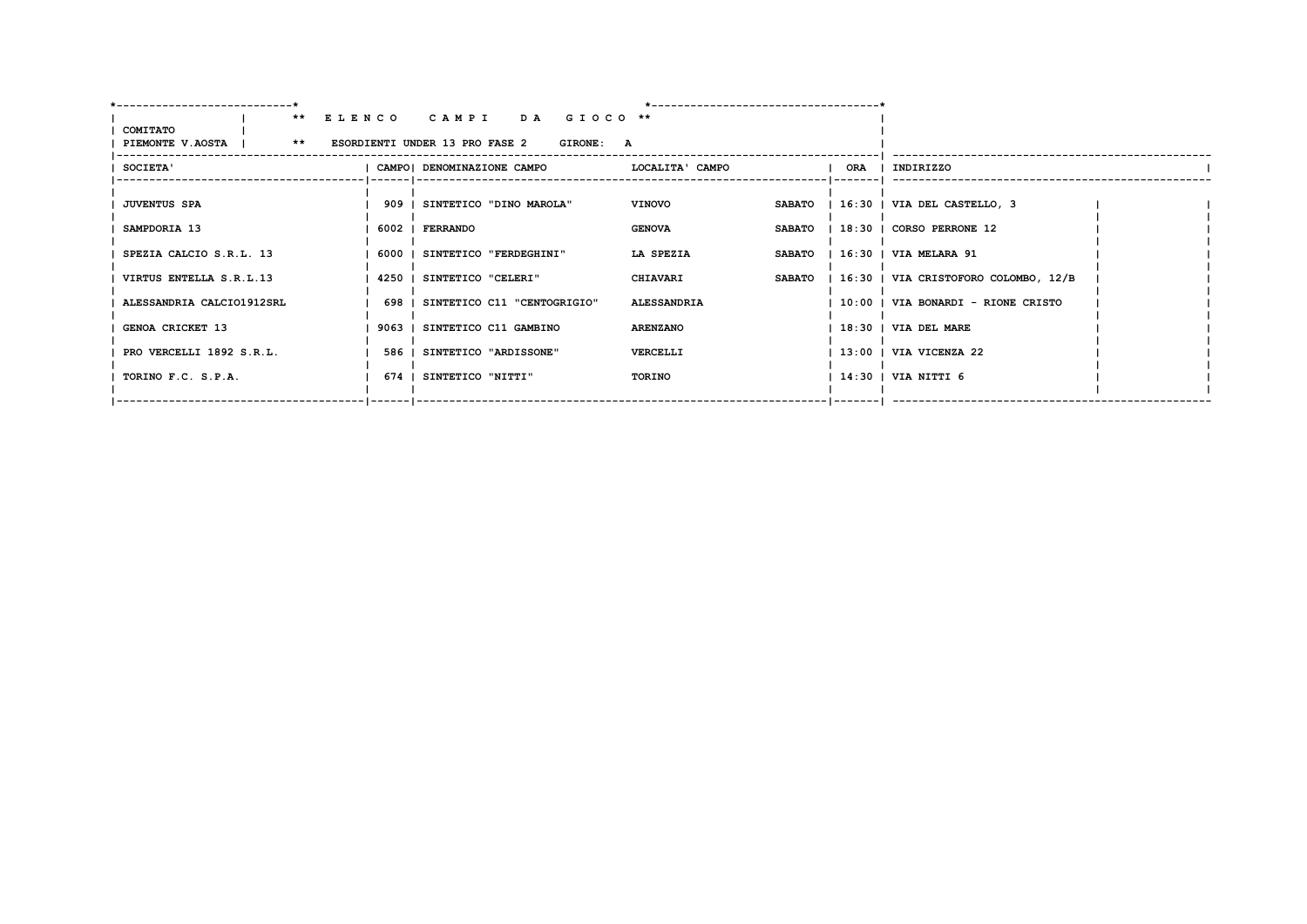**\*\* E L E N C O   C A M P I   D A   G I O C O \*\***

**COMITATO PIEMONTE V.AOSTA** — **\*\* ESORDIENTI UNDER 13 PRO FASE 2   GIRONE: A**

| SOCIETA' | CAMPO | DENOMINAZIONE CAMPO | LOCALITA' CAMPO | | ORA | INDIRIZZO |
|---|---|---|---|---|---|---|
| JUVENTUS SPA | 909 | SINTETICO "DINO MAROLA" | VINOVO | SABATO | 16:30 | VIA DEL CASTELLO, 3 |
| SAMPDORIA 13 | 6002 | FERRANDO | GENOVA | SABATO | 18:30 | CORSO PERRONE 12 |
| SPEZIA CALCIO S.R.L. 13 | 6000 | SINTETICO "FERDEGHINI" | LA SPEZIA | SABATO | 16:30 | VIA MELARA 91 |
| VIRTUS ENTELLA S.R.L.13 | 4250 | SINTETICO "CELERI" | CHIAVARI | SABATO | 16:30 | VIA CRISTOFORO COLOMBO, 12/B |
| ALESSANDRIA CALCIO1912SRL | 698 | SINTETICO C11 "CENTOGRIGIO" | ALESSANDRIA | | 10:00 | VIA BONARDI - RIONE CRISTO |
| GENOA CRICKET 13 | 9063 | SINTETICO C11 GAMBINO | ARENZANO | | 18:30 | VIA DEL MARE |
| PRO VERCELLI 1892 S.R.L. | 586 | SINTETICO "ARDISSONE" | VERCELLI | | 13:00 | VIA VICENZA 22 |
| TORINO F.C. S.P.A. | 674 | SINTETICO "NITTI" | TORINO | | 14:30 | VIA NITTI 6 |